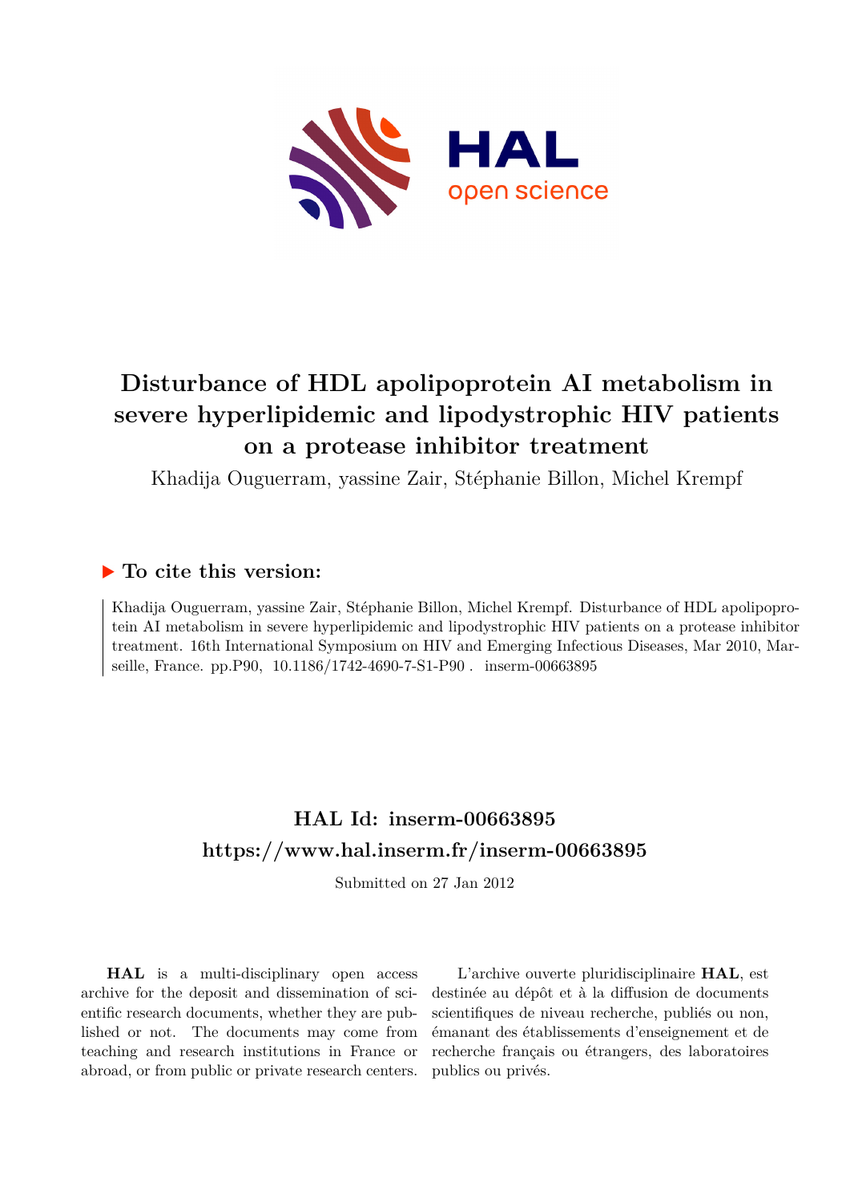# Disturbance of HDL apolipoprotein AI metabolism in severe hyperlipidemic and lipodystrophic HIV patients on a protease inhibitor treatment

Khadija Ouguerram, yassine Zair, Stéphanie Billon, Michel Krempf

## ▶ To cite this version:

Khadija Ouguerram, yassine Zair, Stéphanie Billon, Michel Krempf. Disturbance of HDL apolipoprotein AI metabolism in severe hyperlipidemic and lipodystrophic HIV patients on a protease inhibitor treatment. 16th International Symposium on HIV and Emerging Infectious Diseases, Mar 2010, Marseille, France. pp.P90, 10.1186/1742-4690-7-S1-P90 . inserm-00663895

## HAL Id: inserm-00663895

## https://www.hal.inserm.fr/inserm-00663895

Submitted on 27 Jan 2012

**HAL** is a multi-disciplinary open access archive for the deposit and dissemination of scientific research documents, whether they are published or not. The documents may come from teaching and research institutions in France or abroad, or from public or private research centers.

L'archive ouverte pluridisciplinaire **HAL**, est destinée au dépôt et à la diffusion de documents scientifiques de niveau recherche, publiés ou non, émanant des établissements d'enseignement et de recherche français ou étrangers, des laboratoires publics ou privés.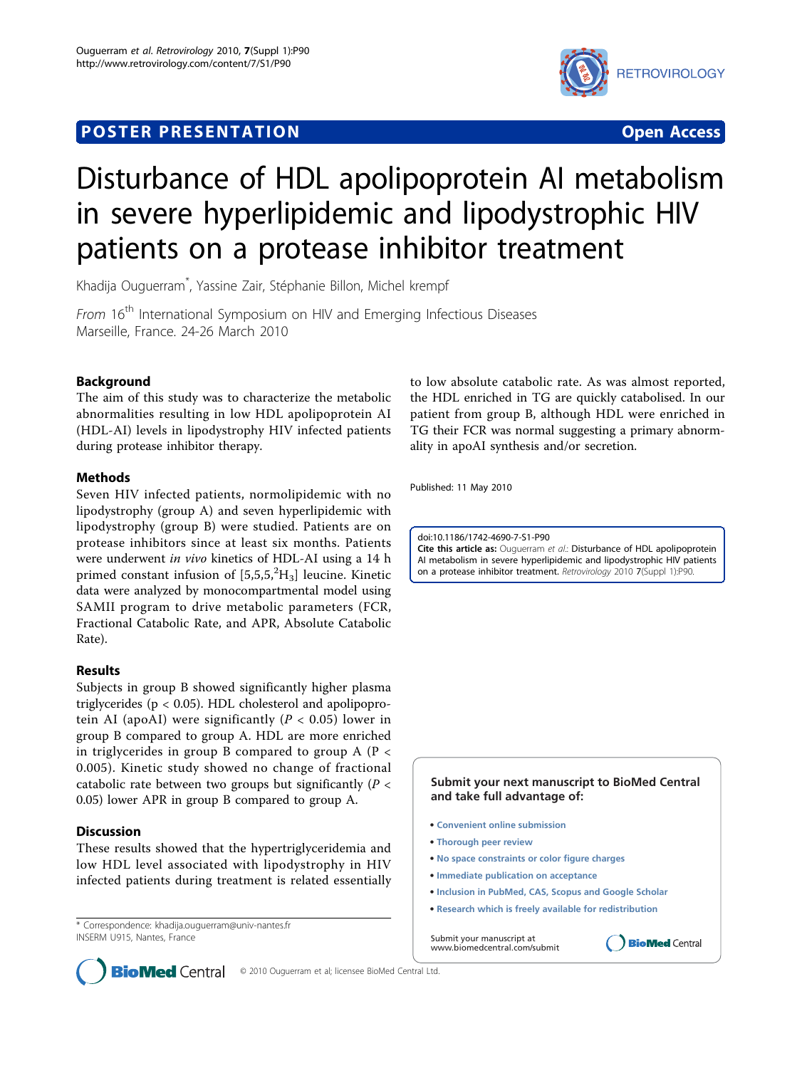POSTER PRESENTATION **Open Access**

# Disturbance of HDL apolipoprotein AI metabolism in severe hyperlipidemic and lipodystrophic HIV patients on a protease inhibitor treatment

Khadija Ouguerram*, Yassine Zair, Stéphanie Billon, Michel krempf

*From* 16[th] International Symposium on HIV and Emerging Infectious Diseases
Marseille, France. 24-26 March 2010

## Background

The aim of this study was to characterize the metabolic abnormalities resulting in low HDL apolipoprotein AI (HDL-AI) levels in lipodystrophy HIV infected patients during protease inhibitor therapy.

## Methods

Seven HIV infected patients, normolipidemic with no lipodystrophy (group A) and seven hyperlipidemic with lipodystrophy (group B) were studied. Patients are on protease inhibitors since at least six months. Patients were underwent *in vivo* kinetics of HDL-AI using a 14 h primed constant infusion of [5,5,5,$^{2}H_3$] leucine. Kinetic data were analyzed by monocompartmental model using SAMII program to drive metabolic parameters (FCR, Fractional Catabolic Rate, and APR, Absolute Catabolic Rate).

## Results

Subjects in group B showed significantly higher plasma triglycerides ($p < 0.05$). HDL cholesterol and apolipoprotein AI (apoAI) were significantly ($P < 0.05$) lower in group B compared to group A. HDL are more enriched in triglycerides in group B compared to group A ($P < 0.005$). Kinetic study showed no change of fractional catabolic rate between two groups but significantly ($P < 0.05$) lower APR in group B compared to group A.

## Discussion

These results showed that the hypertriglyceridemia and low HDL level associated with lipodystrophy in HIV infected patients during treatment is related essentially to low absolute catabolic rate. As was almost reported, the HDL enriched in TG are quickly catabolised. In our patient from group B, although HDL were enriched in TG their FCR was normal suggesting a primary abnormality in apoAI synthesis and/or secretion.

Published: 11 May 2010

doi:10.1186/1742-4690-7-S1-P90
**Cite this article as:** Ouguerram *et al.*: Disturbance of HDL apolipoprotein AI metabolism in severe hyperlipidemic and lipodystrophic HIV patients on a protease inhibitor treatment. *Retrovirology* 2010 **7**(Suppl 1):P90.

\* Correspondence: khadija.ouguerram@univ-nantes.fr
INSERM U915, Nantes, France

© 2010 Ouguerram et al; licensee BioMed Central Ltd.